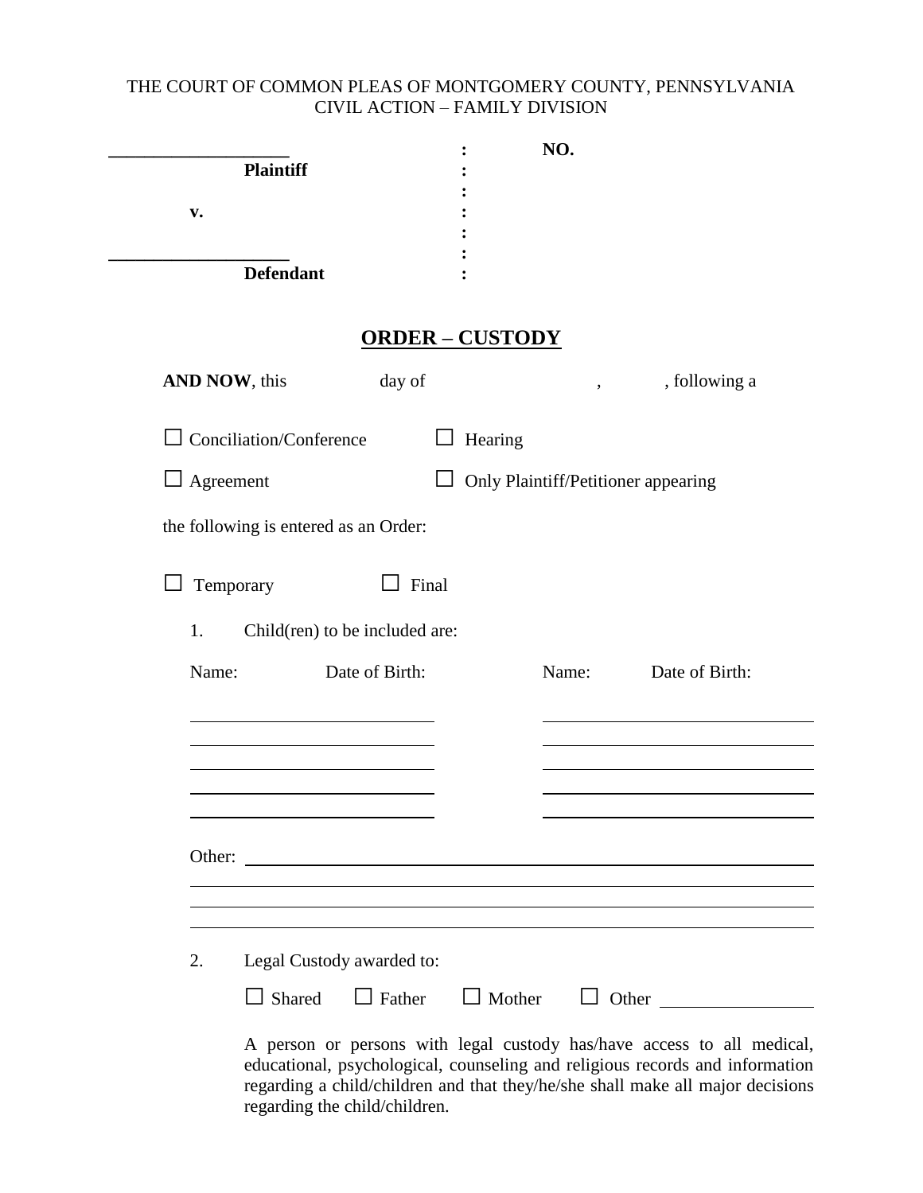THE COURT OF COMMON PLEAS OF MONTGOMERY COUNTY, PENNSYLVANIA
CIVIL ACTION – FAMILY DIVISION

| | | |
|---|---|---|
| ____________________ | : | **NO.** |
| **Plaintiff** | : | |
| | : | |
| **v.** | : | |
| | : | |
| ____________________ | : | |
| **Defendant** | : | |

## ORDER – CUSTODY

**AND NOW**, this ________ day of ________________, ______, following a

☐ Conciliation/Conference ☐ Hearing

☐ Agreement ☐ Only Plaintiff/Petitioner appearing

the following is entered as an Order:

☐ Temporary ☐ Final

1. Child(ren) to be included are:

| Name: | Date of Birth: | Name: | Date of Birth: |
|---|---|---|---|
| | | | |
| | | | |
| | | | |
| | | | |
| | | | |

Other: ____________________________________________________________

______________________________________________________________________

______________________________________________________________________

______________________________________________________________________

2. Legal Custody awarded to:

   ☐ Shared ☐ Father ☐ Mother ☐ Other ________________

   A person or persons with legal custody has/have access to all medical, educational, psychological, counseling and religious records and information regarding a child/children and that they/he/she shall make all major decisions regarding the child/children.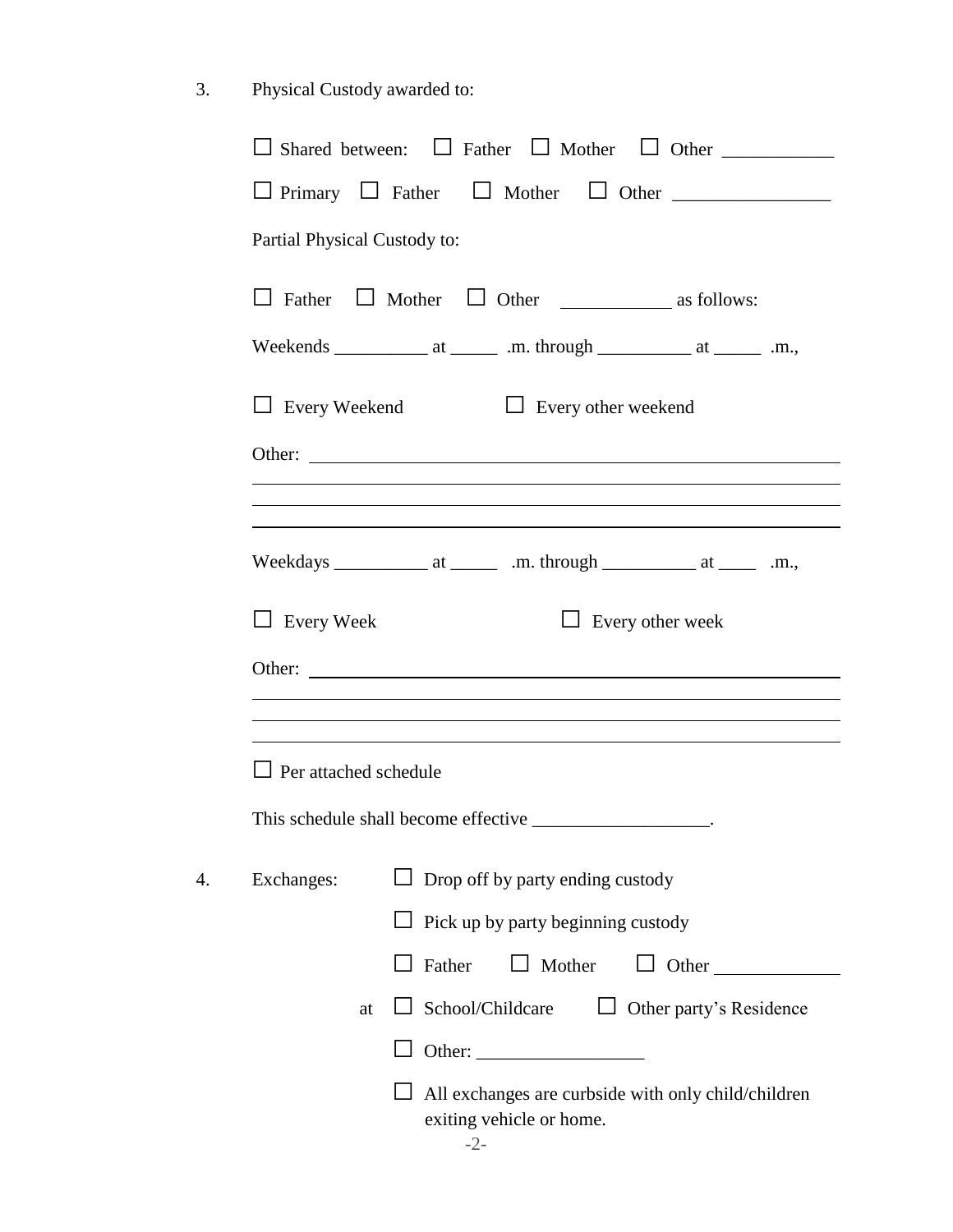3. Physical Custody awarded to:

☐ Shared between: ☐ Father ☐ Mother ☐ Other ___________

☐ Primary ☐ Father ☐ Mother ☐ Other ________________

Partial Physical Custody to:

☐ Father ☐ Mother ☐ Other ___________ as follows:

Weekends __________ at _____ .m. through __________ at _____ .m.,

☐ Every Weekend ☐ Every other weekend

Other: ____________________________________________________________

____________________________________________________________

____________________________________________________________

____________________________________________________________

Weekdays __________ at _____ .m. through __________ at ____ .m.,

☐ Every Week ☐ Every other week

Other: ____________________________________________________________

____________________________________________________________

____________________________________________________________

____________________________________________________________

☐ Per attached schedule

This schedule shall become effective __________________.

4. Exchanges: ☐ Drop off by party ending custody

☐ Pick up by party beginning custody

☐ Father ☐ Mother ☐ Other _____________

at ☐ School/Childcare ☐ Other party's Residence

☐ Other: _________________

☐ All exchanges are curbside with only child/children exiting vehicle or home.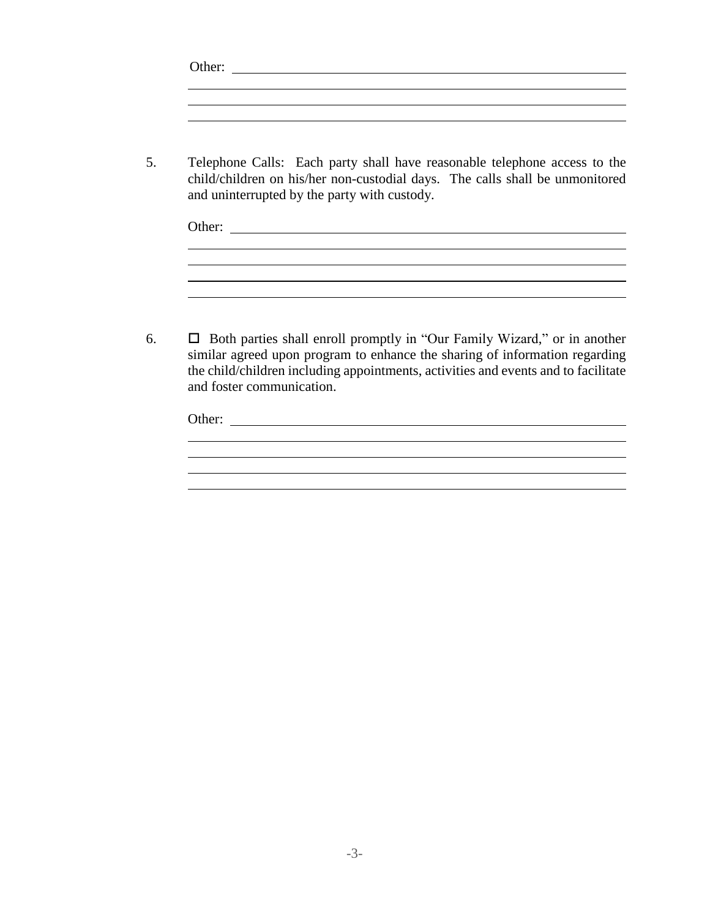Other: ______________________________________________________________
______________________________________________________________________
______________________________________________________________________
______________________________________________________________________

5. Telephone Calls: Each party shall have reasonable telephone access to the child/children on his/her non-custodial days. The calls shall be unmonitored and uninterrupted by the party with custody.

   Other: ______________________________________________________________
   ______________________________________________________________________
   ______________________________________________________________________
   ______________________________________________________________________
   ______________________________________________________________________

6. ☐ Both parties shall enroll promptly in "Our Family Wizard," or in another similar agreed upon program to enhance the sharing of information regarding the child/children including appointments, activities and events and to facilitate and foster communication.

   Other: ______________________________________________________________
   ______________________________________________________________________
   ______________________________________________________________________
   ______________________________________________________________________
   ______________________________________________________________________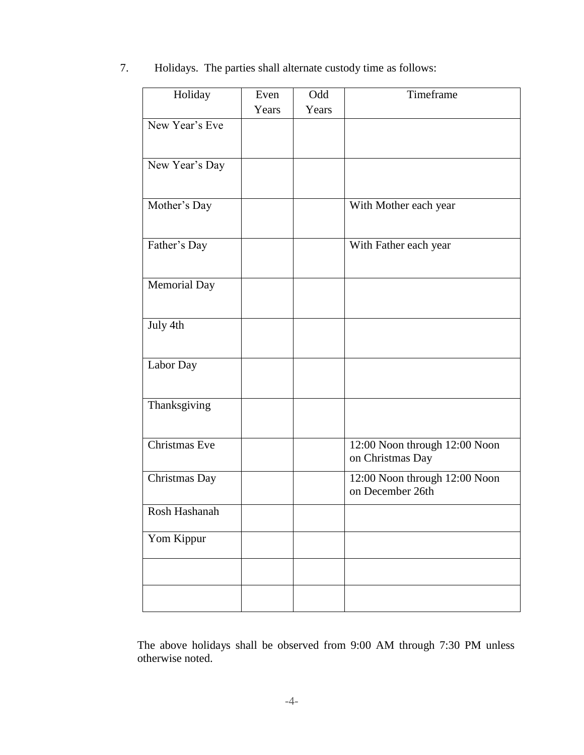7. Holidays. The parties shall alternate custody time as follows:

| Holiday | Even Years | Odd Years | Timeframe |
|---|---|---|---|
| New Year's Eve | | | |
| New Year's Day | | | |
| Mother's Day | | | With Mother each year |
| Father's Day | | | With Father each year |
| Memorial Day | | | |
| July 4th | | | |
| Labor Day | | | |
| Thanksgiving | | | |
| Christmas Eve | | | 12:00 Noon through 12:00 Noon on Christmas Day |
| Christmas Day | | | 12:00 Noon through 12:00 Noon on December 26th |
| Rosh Hashanah | | | |
| Yom Kippur | | | |
| | | | |
| | | | |

The above holidays shall be observed from 9:00 AM through 7:30 PM unless otherwise noted.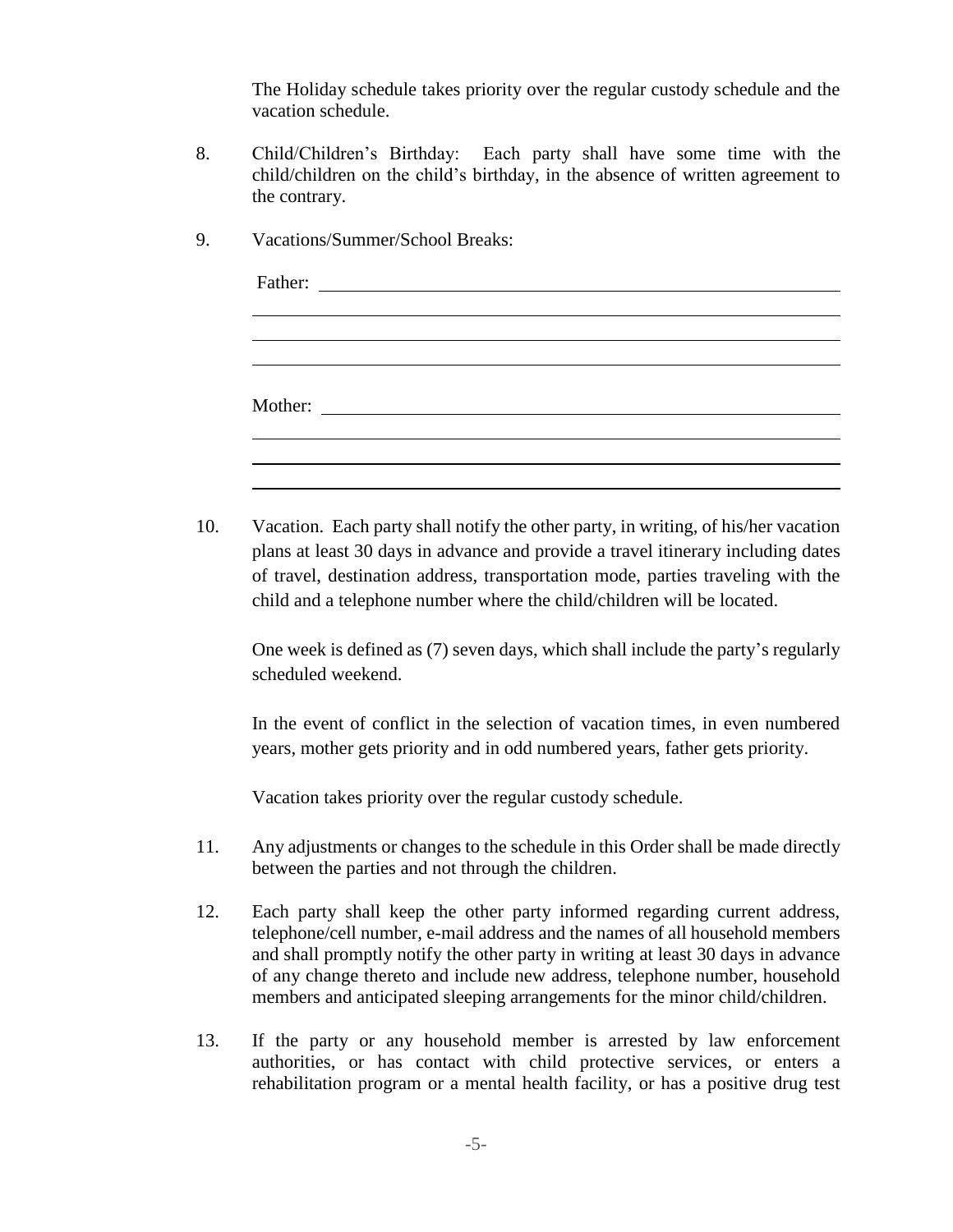The Holiday schedule takes priority over the regular custody schedule and the vacation schedule.

8. Child/Children's Birthday: Each party shall have some time with the child/children on the child's birthday, in the absence of written agreement to the contrary.

9. Vacations/Summer/School Breaks:

   Father: ______________________________________________________

   ______________________________________________________________

   ______________________________________________________________

   ______________________________________________________________

   Mother: ______________________________________________________

   ______________________________________________________________

   ______________________________________________________________

   ______________________________________________________________

10. Vacation. Each party shall notify the other party, in writing, of his/her vacation plans at least 30 days in advance and provide a travel itinerary including dates of travel, destination address, transportation mode, parties traveling with the child and a telephone number where the child/children will be located.

    One week is defined as (7) seven days, which shall include the party's regularly scheduled weekend.

    In the event of conflict in the selection of vacation times, in even numbered years, mother gets priority and in odd numbered years, father gets priority.

    Vacation takes priority over the regular custody schedule.

11. Any adjustments or changes to the schedule in this Order shall be made directly between the parties and not through the children.

12. Each party shall keep the other party informed regarding current address, telephone/cell number, e-mail address and the names of all household members and shall promptly notify the other party in writing at least 30 days in advance of any change thereto and include new address, telephone number, household members and anticipated sleeping arrangements for the minor child/children.

13. If the party or any household member is arrested by law enforcement authorities, or has contact with child protective services, or enters a rehabilitation program or a mental health facility, or has a positive drug test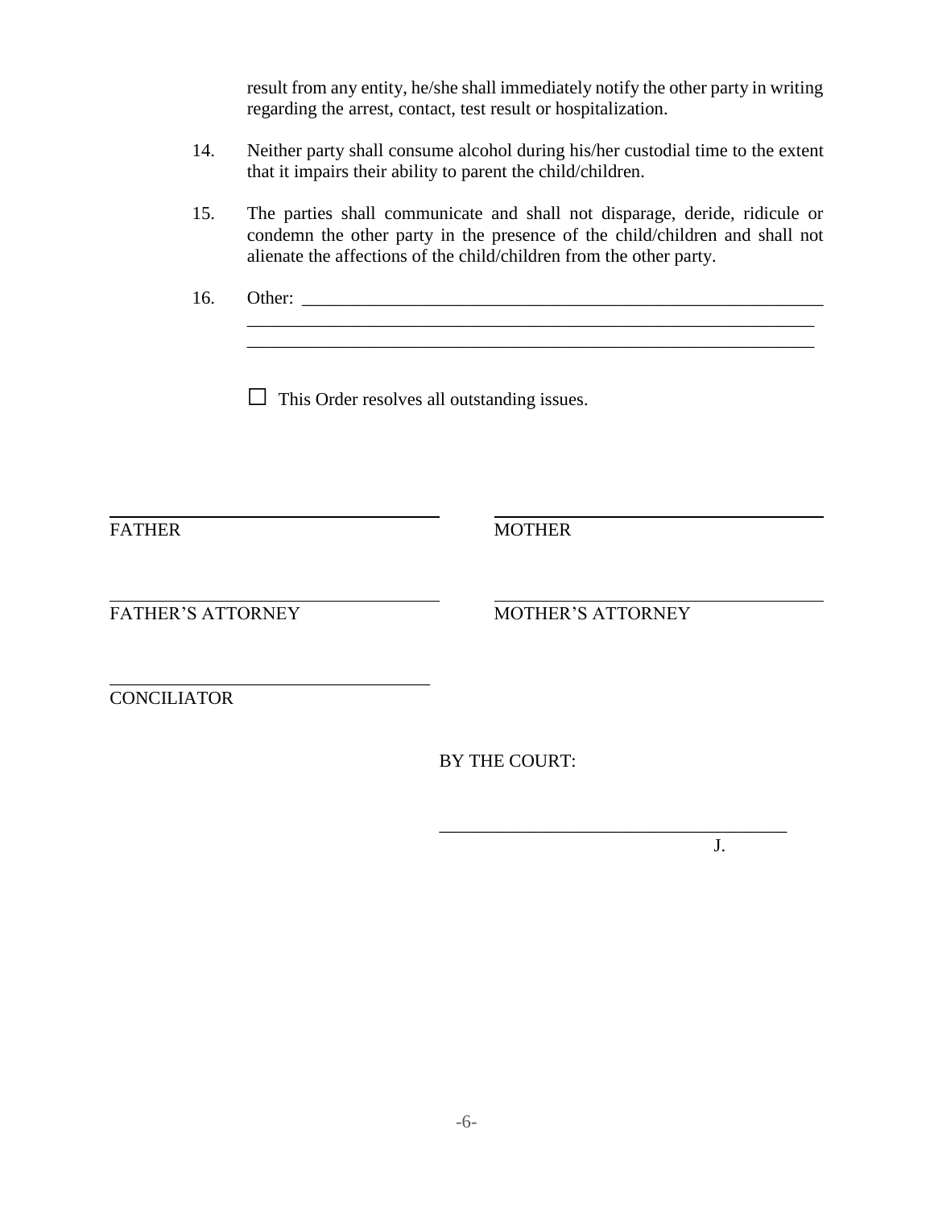result from any entity, he/she shall immediately notify the other party in writing regarding the arrest, contact, test result or hospitalization.

14. Neither party shall consume alcohol during his/her custodial time to the extent that it impairs their ability to parent the child/children.

15. The parties shall communicate and shall not disparage, deride, ridicule or condemn the other party in the presence of the child/children and shall not alienate the affections of the child/children from the other party.

16. Other: ______________________________________________________________
_________________________________________________________________
_________________________________________________________________

☐ This Order resolves all outstanding issues.

| | |
|---|---|
| ___________________________________ | ___________________________________ |
| FATHER | MOTHER |
| ___________________________________ | ___________________________________ |
| FATHER'S ATTORNEY | MOTHER'S ATTORNEY |

___________________________________
CONCILIATOR

BY THE COURT:

______________________________________
J.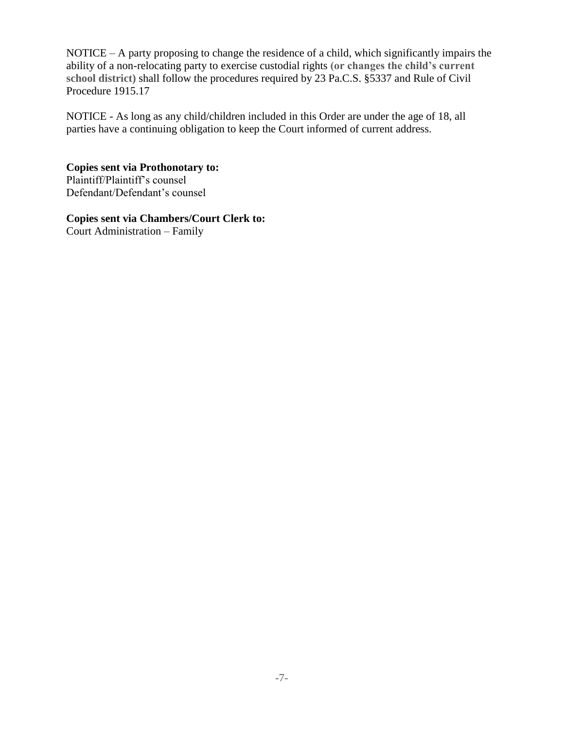NOTICE – A party proposing to change the residence of a child, which significantly impairs the ability of a non-relocating party to exercise custodial rights **(or changes the child's current school district)** shall follow the procedures required by 23 Pa.C.S. §5337 and Rule of Civil Procedure 1915.17

NOTICE - As long as any child/children included in this Order are under the age of 18, all parties have a continuing obligation to keep the Court informed of current address.

**Copies sent via Prothonotary to:**
Plaintiff/Plaintiff's counsel
Defendant/Defendant's counsel

**Copies sent via Chambers/Court Clerk to:**
Court Administration – Family